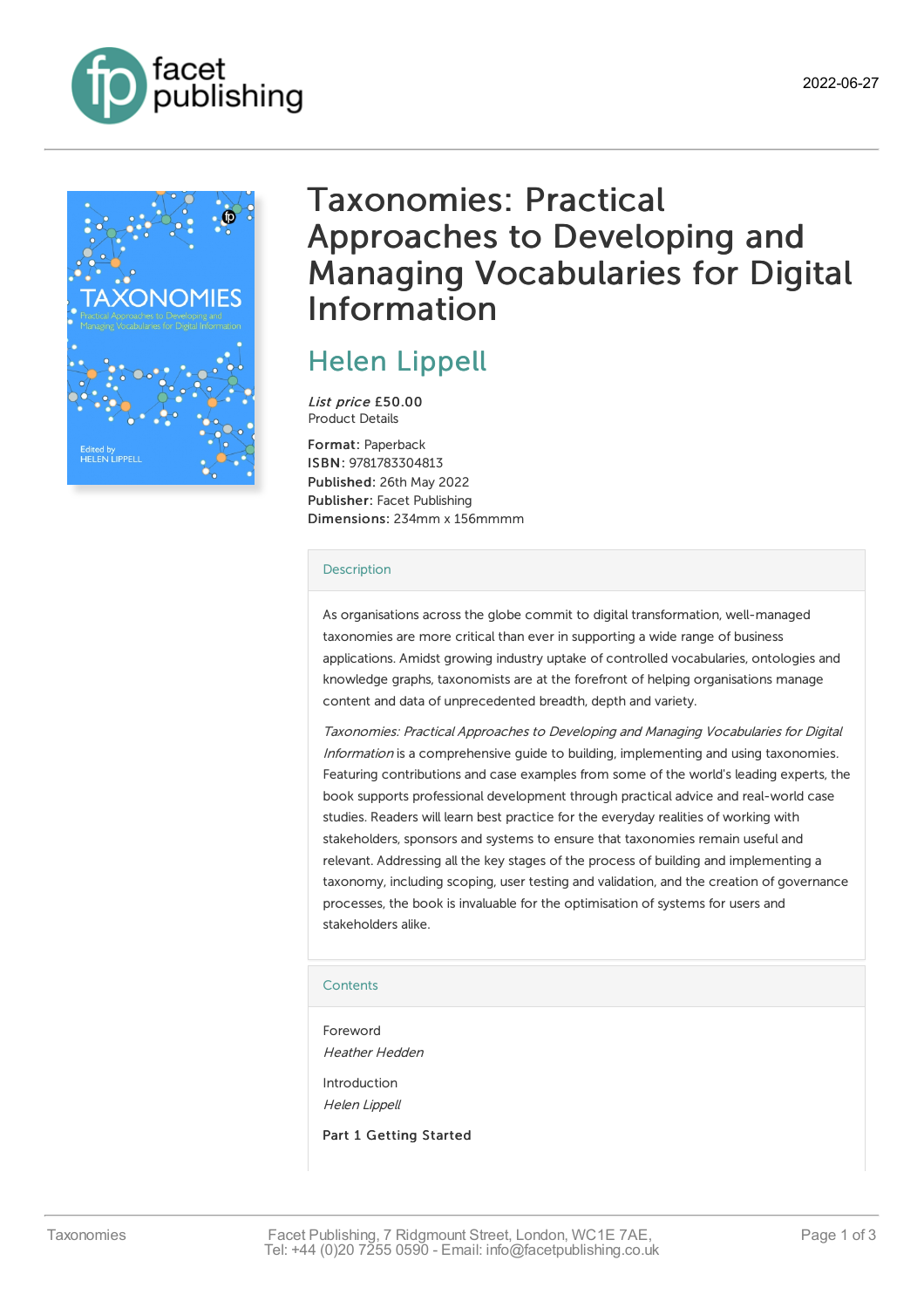2022-06-27

# Taxonomies: Practical Approaches to Developing and Managing Vocabularies for Digital Information

## Helen Lippell

*List price* **£50.00**
Product Details

**Format:** Paperback
**ISBN:** 9781783304813
**Published:** 26th May 2022
**Publisher:** Facet Publishing
**Dimensions:** 234mm x 156mmmm

### Description

As organisations across the globe commit to digital transformation, well-managed taxonomies are more critical than ever in supporting a wide range of business applications. Amidst growing industry uptake of controlled vocabularies, ontologies and knowledge graphs, taxonomists are at the forefront of helping organisations manage content and data of unprecedented breadth, depth and variety.

*Taxonomies: Practical Approaches to Developing and Managing Vocabularies for Digital Information* is a comprehensive guide to building, implementing and using taxonomies. Featuring contributions and case examples from some of the world's leading experts, the book supports professional development through practical advice and real-world case studies. Readers will learn best practice for the everyday realities of working with stakeholders, sponsors and systems to ensure that taxonomies remain useful and relevant. Addressing all the key stages of the process of building and implementing a taxonomy, including scoping, user testing and validation, and the creation of governance processes, the book is invaluable for the optimisation of systems for users and stakeholders alike.

### Contents

Foreword
*Heather Hedden*

Introduction
*Helen Lippell*

**Part 1 Getting Started**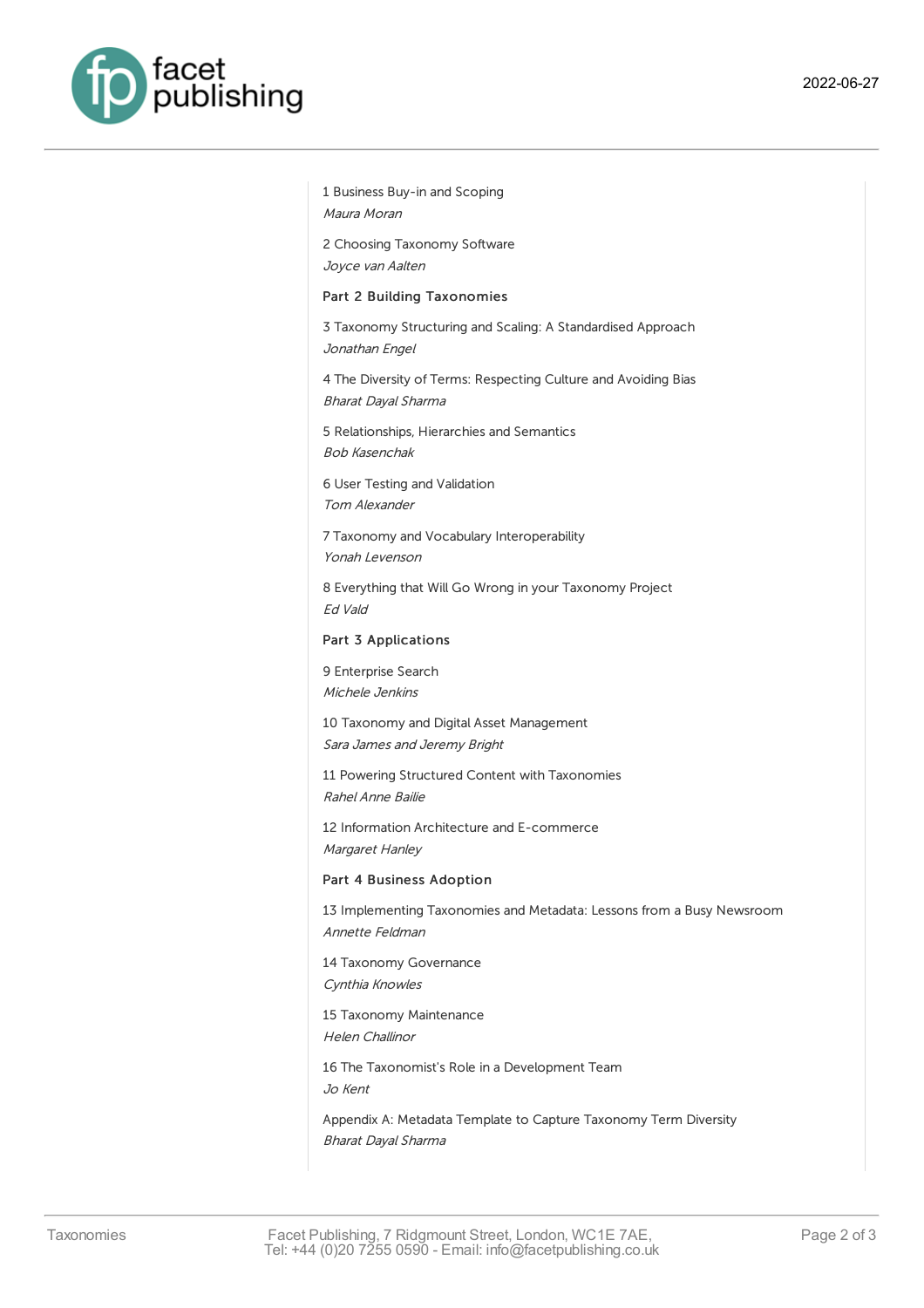1 Business Buy-in and Scoping
*Maura Moran*

2 Choosing Taxonomy Software
*Joyce van Aalten*

**Part 2 Building Taxonomies**

3 Taxonomy Structuring and Scaling: A Standardised Approach
*Jonathan Engel*

4 The Diversity of Terms: Respecting Culture and Avoiding Bias
*Bharat Dayal Sharma*

5 Relationships, Hierarchies and Semantics
*Bob Kasenchak*

6 User Testing and Validation
*Tom Alexander*

7 Taxonomy and Vocabulary Interoperability
*Yonah Levenson*

8 Everything that Will Go Wrong in your Taxonomy Project
*Ed Vald*

**Part 3 Applications**

9 Enterprise Search
*Michele Jenkins*

10 Taxonomy and Digital Asset Management
*Sara James and Jeremy Bright*

11 Powering Structured Content with Taxonomies
*Rahel Anne Bailie*

12 Information Architecture and E-commerce
*Margaret Hanley*

**Part 4 Business Adoption**

13 Implementing Taxonomies and Metadata: Lessons from a Busy Newsroom
*Annette Feldman*

14 Taxonomy Governance
*Cynthia Knowles*

15 Taxonomy Maintenance
*Helen Challinor*

16 The Taxonomist's Role in a Development Team
*Jo Kent*

Appendix A: Metadata Template to Capture Taxonomy Term Diversity
*Bharat Dayal Sharma*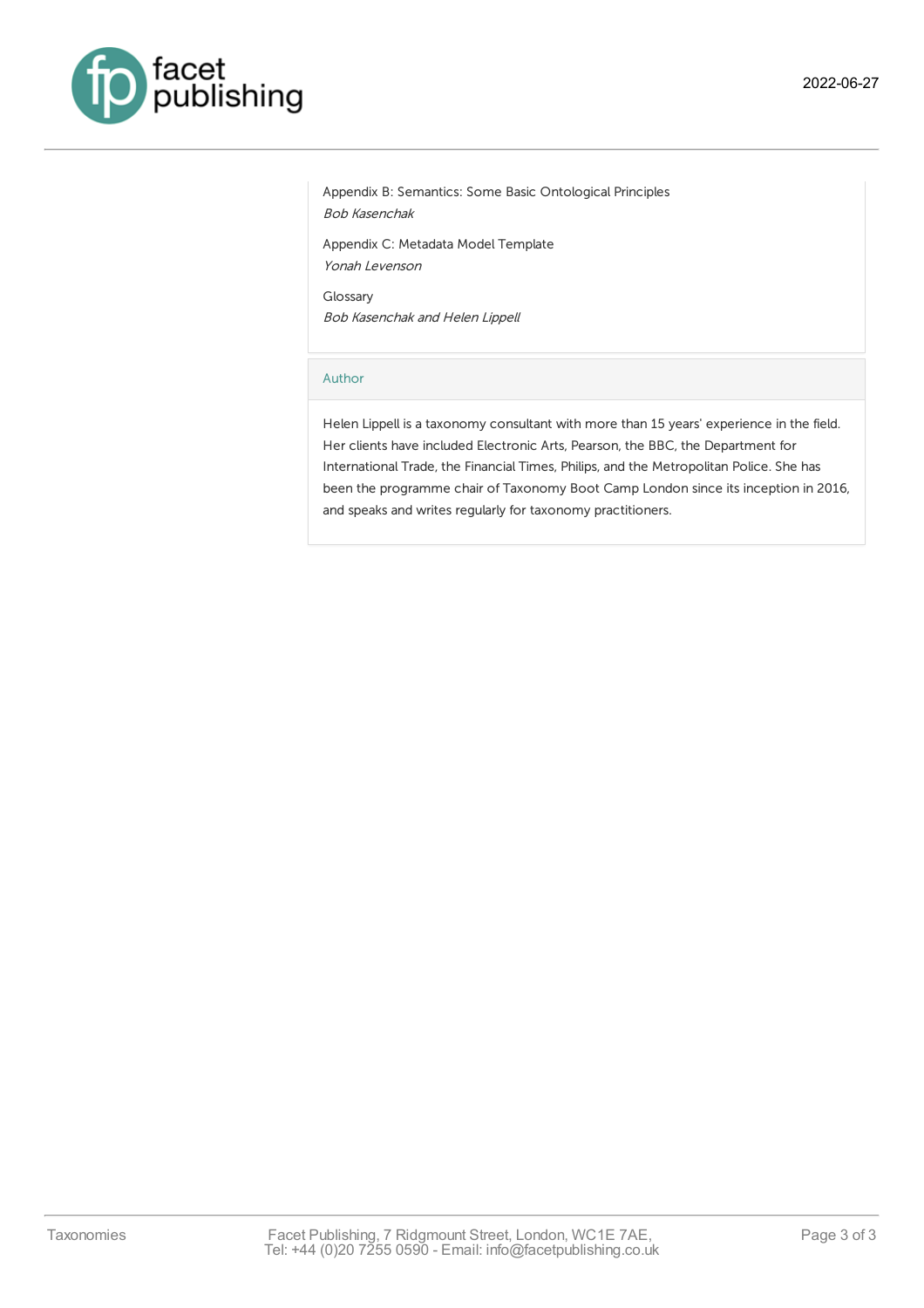Appendix B: Semantics: Some Basic Ontological Principles
*Bob Kasenchak*

Appendix C: Metadata Model Template
*Yonah Levenson*

Glossary
*Bob Kasenchak and Helen Lippell*

## Author

Helen Lippell is a taxonomy consultant with more than 15 years' experience in the field. Her clients have included Electronic Arts, Pearson, the BBC, the Department for International Trade, the Financial Times, Philips, and the Metropolitan Police. She has been the programme chair of Taxonomy Boot Camp London since its inception in 2016, and speaks and writes regularly for taxonomy practitioners.